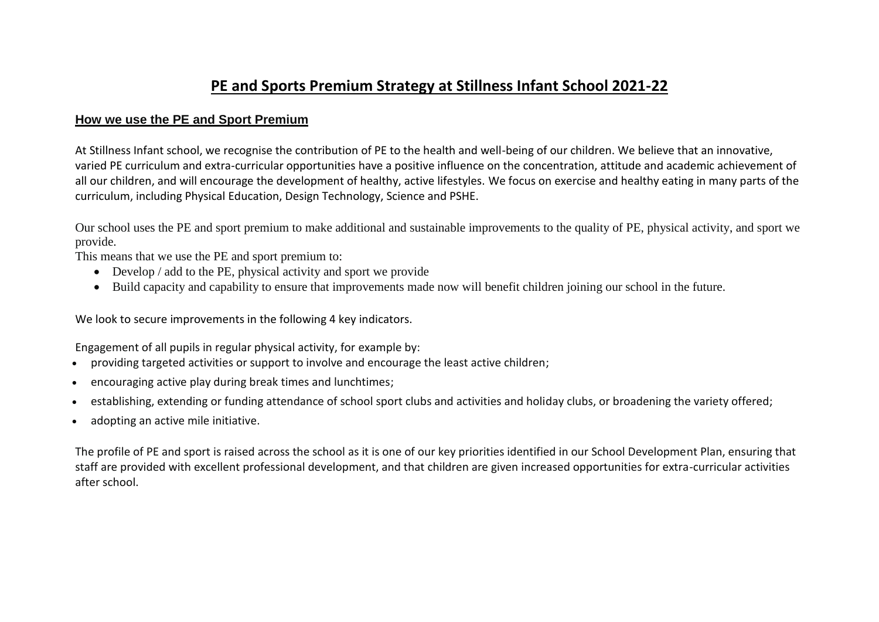# PE and Sports Premium Strategy at Stillness Infant School 2021-22

## How we use the PE and Sport Premium

At Stillness Infant school, we recognise the contribution of PE to the health and well-being of our children. We believe that an innovative, varied PE curriculum and extra-curricular opportunities have a positive influence on the concentration, attitude and academic achievement of all our children, and will encourage the development of healthy, active lifestyles. We focus on exercise and healthy eating in many parts of the curriculum, including Physical Education, Design Technology, Science and PSHE.

Our school uses the PE and sport premium to make additional and sustainable improvements to the quality of PE, physical activity, and sport we provide.
This means that we use the PE and sport premium to:

- Develop / add to the PE, physical activity and sport we provide
- Build capacity and capability to ensure that improvements made now will benefit children joining our school in the future.

We look to secure improvements in the following 4 key indicators.

Engagement of all pupils in regular physical activity, for example by:

- providing targeted activities or support to involve and encourage the least active children;
- encouraging active play during break times and lunchtimes;
- establishing, extending or funding attendance of school sport clubs and activities and holiday clubs, or broadening the variety offered;
- adopting an active mile initiative.

The profile of PE and sport is raised across the school as it is one of our key priorities identified in our School Development Plan, ensuring that staff are provided with excellent professional development, and that children are given increased opportunities for extra-curricular activities after school.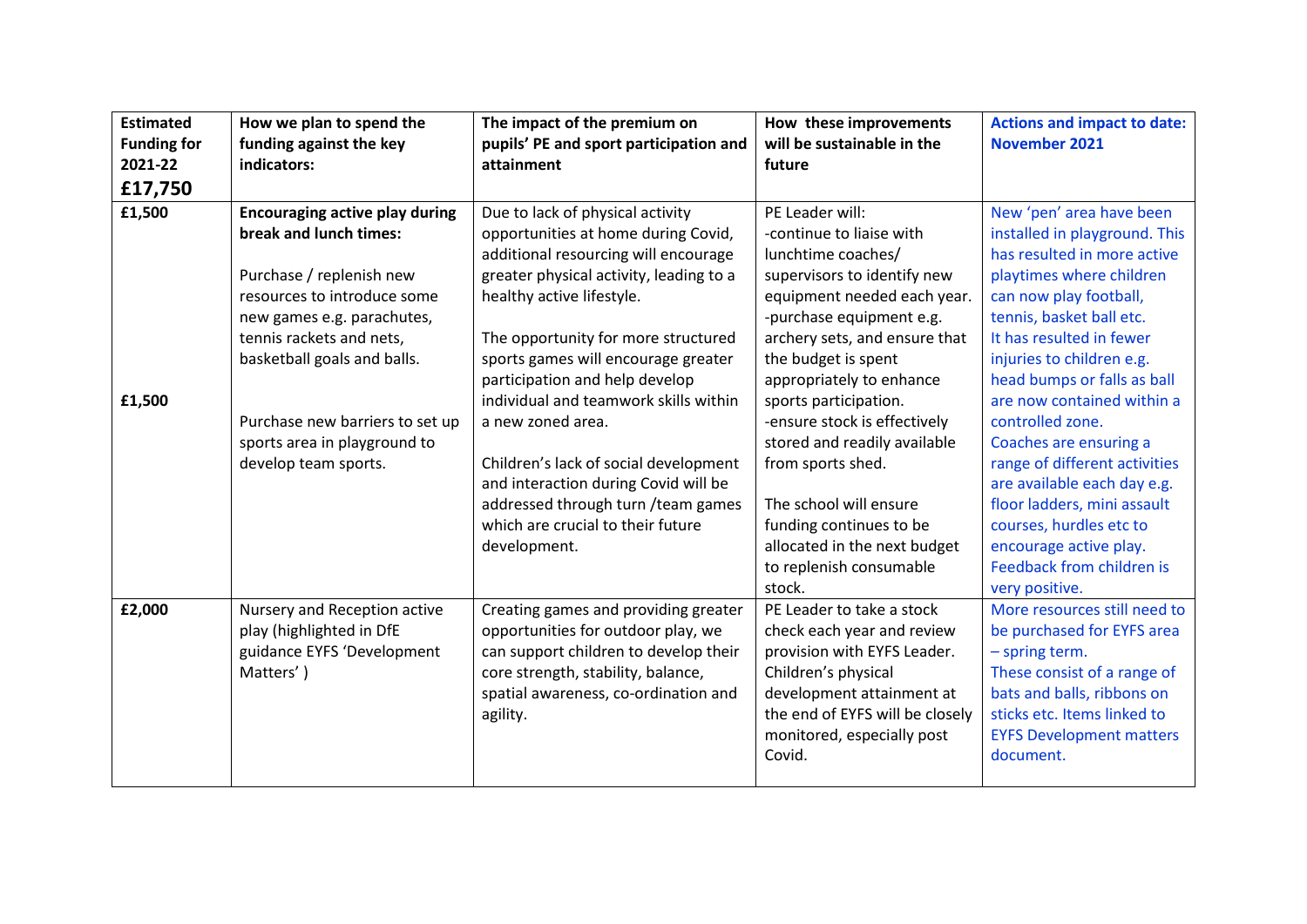| **Estimated Funding for 2021-22 £17,750** | **How we plan to spend the funding against the key indicators:** | **The impact of the premium on pupils' PE and sport participation and attainment** | **How these improvements will be sustainable in the future** | **Actions and impact to date: November 2021** |
|---|---|---|---|---|
| **£1,500**<br><br><br><br><br><br><br><br><br>**£1,500** | **Encouraging active play during break and lunch times:**<br><br>Purchase / replenish new resources to introduce some new games e.g. parachutes, tennis rackets and nets, basketball goals and balls.<br><br><br>Purchase new barriers to set up sports area in playground to develop team sports. | Due to lack of physical activity opportunities at home during Covid, additional resourcing will encourage greater physical activity, leading to a healthy active lifestyle.<br><br>The opportunity for more structured sports games will encourage greater participation and help develop individual and teamwork skills within a new zoned area.<br><br>Children's lack of social development and interaction during Covid will be addressed through turn /team games which are crucial to their future development. | PE Leader will:<br>-continue to liaise with lunchtime coaches/ supervisors to identify new equipment needed each year.<br>-purchase equipment e.g. archery sets, and ensure that the budget is spent appropriately to enhance sports participation.<br>-ensure stock is effectively stored and readily available from sports shed.<br><br>The school will ensure funding continues to be allocated in the next budget to replenish consumable stock. | New 'pen' area have been installed in playground. This has resulted in more active playtimes where children can now play football, tennis, basket ball etc.<br>It has resulted in fewer injuries to children e.g. head bumps or falls as ball are now contained within a controlled zone.<br>Coaches are ensuring a range of different activities are available each day e.g. floor ladders, mini assault courses, hurdles etc to encourage active play.<br>Feedback from children is very positive. |
| **£2,000** | Nursery and Reception active play (highlighted in DfE guidance EYFS 'Development Matters' ) | Creating games and providing greater opportunities for outdoor play, we can support children to develop their core strength, stability, balance, spatial awareness, co-ordination and agility. | PE Leader to take a stock check each year and review provision with EYFS Leader. Children's physical development attainment at the end of EYFS will be closely monitored, especially post Covid. | More resources still need to be purchased for EYFS area – spring term.<br>These consist of a range of bats and balls, ribbons on sticks etc. Items linked to EYFS Development matters document. |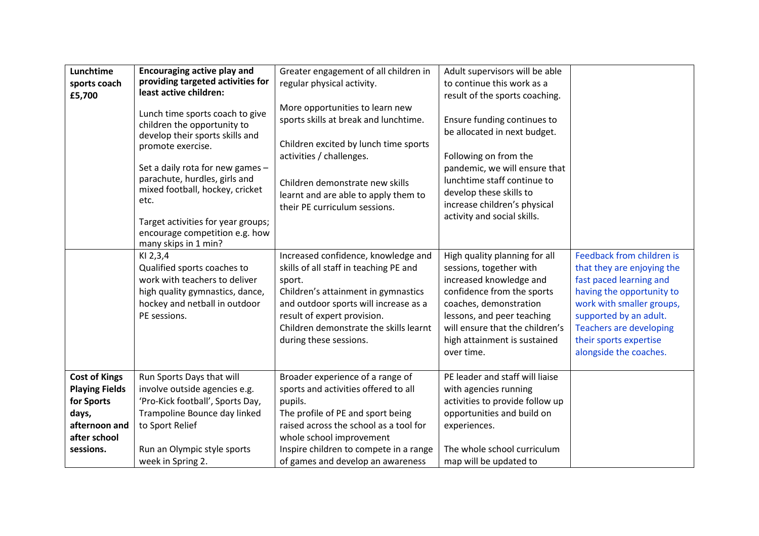| | | | | |
|---|---|---|---|---|
| **Lunchtime sports coach £5,700** | **Encouraging active play and providing targeted activities for least active children:**<br><br>Lunch time sports coach to give children the opportunity to develop their sports skills and promote exercise.<br><br>Set a daily rota for new games – parachute, hurdles, girls and mixed football, hockey, cricket etc.<br><br>Target activities for year groups; encourage competition e.g. how many skips in 1 min? | Greater engagement of all children in regular physical activity.<br><br>More opportunities to learn new sports skills at break and lunchtime.<br><br>Children excited by lunch time sports activities / challenges.<br><br>Children demonstrate new skills learnt and are able to apply them to their PE curriculum sessions. | Adult supervisors will be able to continue this work as a result of the sports coaching.<br><br>Ensure funding continues to be allocated in next budget.<br><br>Following on from the pandemic, we will ensure that lunchtime staff continue to develop these skills to increase children's physical activity and social skills. | |
| | KI 2,3,4<br>Qualified sports coaches to work with teachers to deliver high quality gymnastics, dance, hockey and netball in outdoor PE sessions. | Increased confidence, knowledge and skills of all staff in teaching PE and sport.<br>Children's attainment in gymnastics and outdoor sports will increase as a result of expert provision.<br>Children demonstrate the skills learnt during these sessions. | High quality planning for all sessions, together with increased knowledge and confidence from the sports coaches, demonstration lessons, and peer teaching will ensure that the children's high attainment is sustained over time. | Feedback from children is that they are enjoying the fast paced learning and having the opportunity to work with smaller groups, supported by an adult. Teachers are developing their sports expertise alongside the coaches. |
| **Cost of Kings Playing Fields for Sports days, afternoon and after school sessions.** | Run Sports Days that will involve outside agencies e.g. 'Pro-Kick football', Sports Day, Trampoline Bounce day linked to Sport Relief<br><br>Run an Olympic style sports week in Spring 2. | Broader experience of a range of sports and activities offered to all pupils.<br>The profile of PE and sport being raised across the school as a tool for whole school improvement<br>Inspire children to compete in a range of games and develop an awareness | PE leader and staff will liaise with agencies running activities to provide follow up opportunities and build on experiences.<br><br>The whole school curriculum map will be updated to | |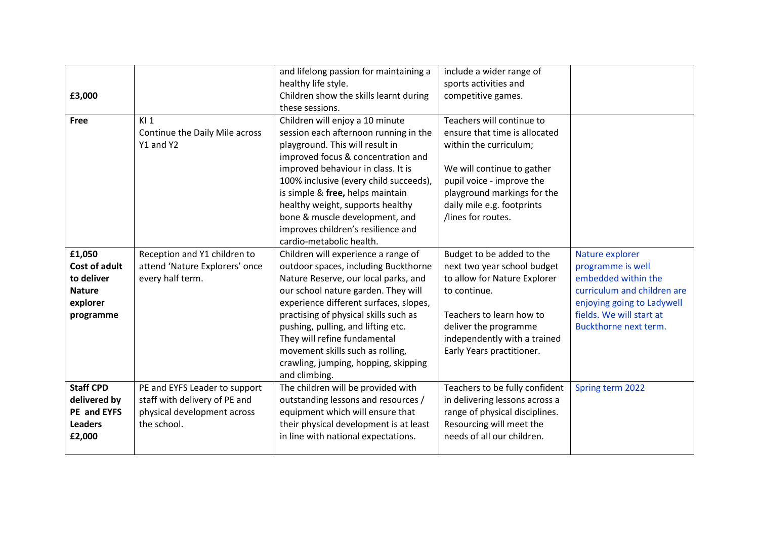| | | | | |
|---|---|---|---|---|
| **£3,000** | | and lifelong passion for maintaining a healthy life style.<br>Children show the skills learnt during these sessions. | include a wider range of sports activities and competitive games. | |
| **Free** | KI 1<br>Continue the Daily Mile across Y1 and Y2 | Children will enjoy a 10 minute session each afternoon running in the playground. This will result in improved focus & concentration and improved behaviour in class. It is 100% inclusive (every child succeeds), is simple & **free,** helps maintain healthy weight, supports healthy bone & muscle development, and improves children's resilience and cardio-metabolic health. | Teachers will continue to ensure that time is allocated within the curriculum;<br><br>We will continue to gather pupil voice - improve the playground markings for the daily mile e.g. footprints /lines for routes. | |
| **£1,050 Cost of adult to deliver Nature explorer programme** | Reception and Y1 children to attend 'Nature Explorers' once every half term. | Children will experience a range of outdoor spaces, including Buckthorne Nature Reserve, our local parks, and our school nature garden. They will experience different surfaces, slopes, practising of physical skills such as pushing, pulling, and lifting etc.<br>They will refine fundamental movement skills such as rolling, crawling, jumping, hopping, skipping and climbing. | Budget to be added to the next two year school budget to allow for Nature Explorer to continue.<br><br>Teachers to learn how to deliver the programme independently with a trained Early Years practitioner. | Nature explorer programme is well embedded within the curriculum and children are enjoying going to Ladywell fields. We will start at Buckthorne next term. |
| **Staff CPD delivered by PE and EYFS Leaders £2,000** | PE and EYFS Leader to support staff with delivery of PE and physical development across the school. | The children will be provided with outstanding lessons and resources / equipment which will ensure that their physical development is at least in line with national expectations. | Teachers to be fully confident in delivering lessons across a range of physical disciplines. Resourcing will meet the needs of all our children. | Spring term 2022 |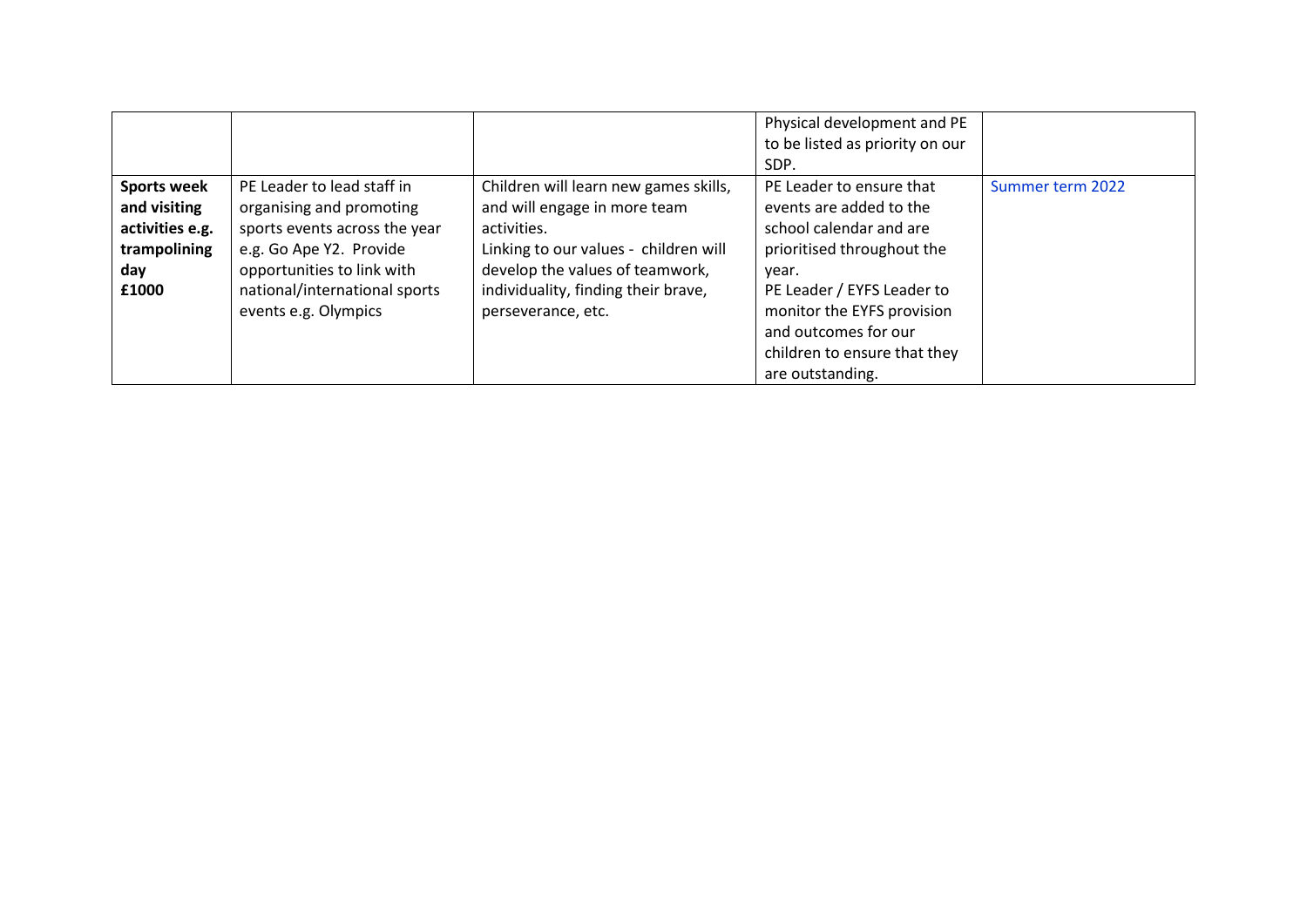| | | | | |
|---|---|---|---|---|
| | | | Physical development and PE to be listed as priority on our SDP. | |
| **Sports week and visiting activities e.g. trampolining day £1000** | PE Leader to lead staff in organising and promoting sports events across the year e.g. Go Ape Y2. Provide opportunities to link with national/international sports events e.g. Olympics | Children will learn new games skills, and will engage in more team activities.<br>Linking to our values - children will develop the values of teamwork, individuality, finding their brave, perseverance, etc. | PE Leader to ensure that events are added to the school calendar and are prioritised throughout the year.<br>PE Leader / EYFS Leader to monitor the EYFS provision and outcomes for our children to ensure that they are outstanding. | Summer term 2022 |